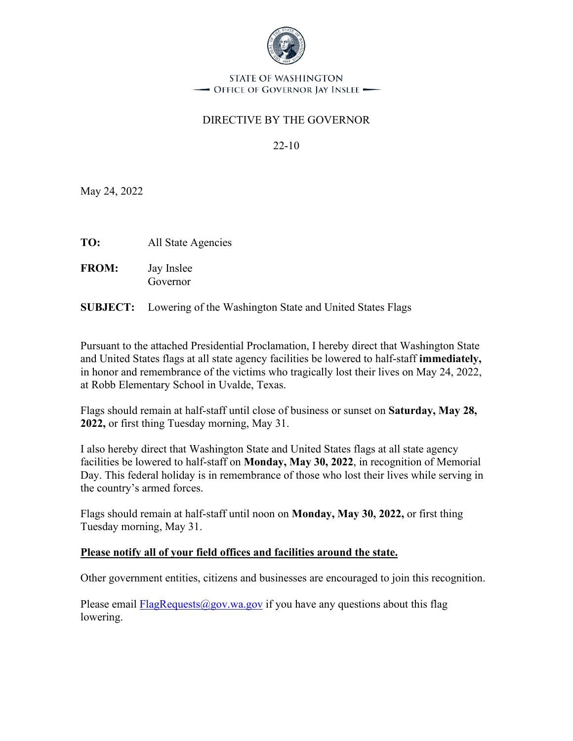STATE OF WASHINGTON
OFFICE OF GOVERNOR JAY INSLEE

# DIRECTIVE BY THE GOVERNOR

22-10

May 24, 2022

**TO:** All State Agencies

**FROM:** Jay Inslee
Governor

**SUBJECT:** Lowering of the Washington State and United States Flags

Pursuant to the attached Presidential Proclamation, I hereby direct that Washington State and United States flags at all state agency facilities be lowered to half-staff **immediately,** in honor and remembrance of the victims who tragically lost their lives on May 24, 2022, at Robb Elementary School in Uvalde, Texas.

Flags should remain at half-staff until close of business or sunset on **Saturday, May 28, 2022,** or first thing Tuesday morning, May 31.

I also hereby direct that Washington State and United States flags at all state agency facilities be lowered to half-staff on **Monday, May 30, 2022**, in recognition of Memorial Day. This federal holiday is in remembrance of those who lost their lives while serving in the country's armed forces.

Flags should remain at half-staff until noon on **Monday, May 30, 2022,** or first thing Tuesday morning, May 31.

**<u>Please notify all of your field offices and facilities around the state.</u>**

Other government entities, citizens and businesses are encouraged to join this recognition.

Please email [FlagRequests@gov.wa.gov](mailto:FlagRequests@gov.wa.gov) if you have any questions about this flag lowering.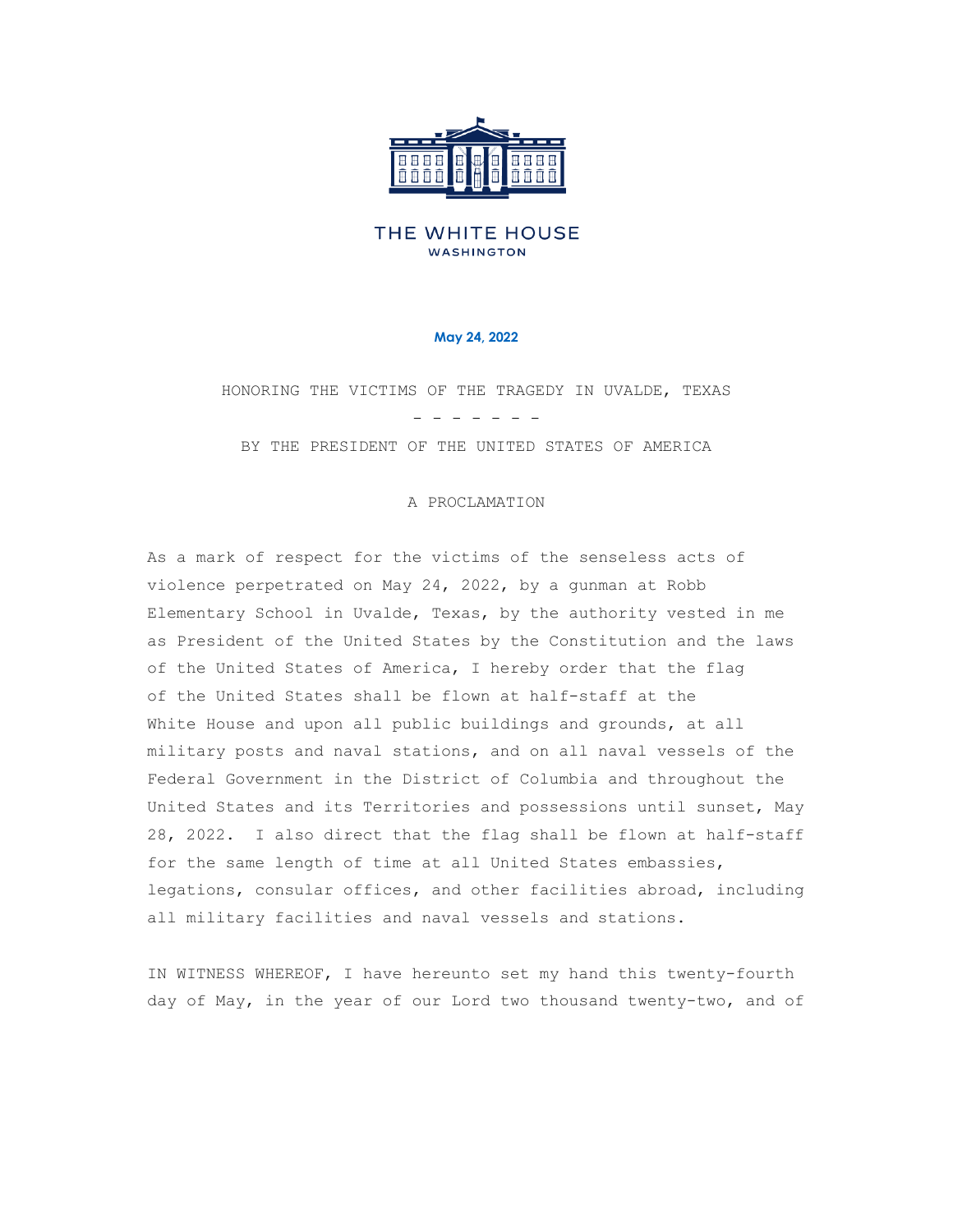THE WHITE HOUSE
WASHINGTON

May 24, 2022

# HONORING THE VICTIMS OF THE TRAGEDY IN UVALDE, TEXAS

\- - - - - - -

BY THE PRESIDENT OF THE UNITED STATES OF AMERICA

## A PROCLAMATION

As a mark of respect for the victims of the senseless acts of violence perpetrated on May 24, 2022, by a gunman at Robb Elementary School in Uvalde, Texas, by the authority vested in me as President of the United States by the Constitution and the laws of the United States of America, I hereby order that the flag of the United States shall be flown at half-staff at the White House and upon all public buildings and grounds, at all military posts and naval stations, and on all naval vessels of the Federal Government in the District of Columbia and throughout the United States and its Territories and possessions until sunset, May 28, 2022. I also direct that the flag shall be flown at half-staff for the same length of time at all United States embassies, legations, consular offices, and other facilities abroad, including all military facilities and naval vessels and stations.

IN WITNESS WHEREOF, I have hereunto set my hand this twenty-fourth day of May, in the year of our Lord two thousand twenty-two, and of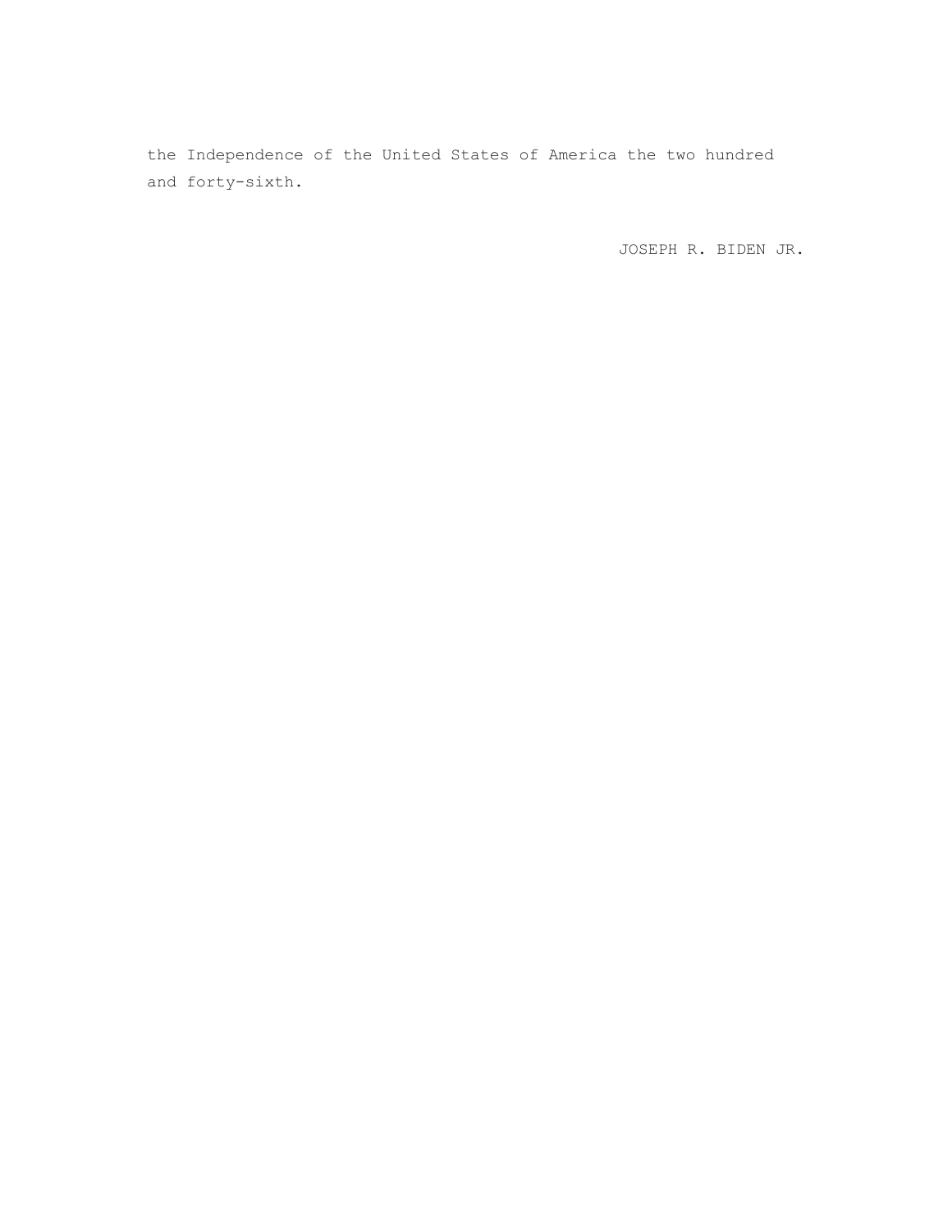the Independence of the United States of America the two hundred and forty-sixth.

JOSEPH R. BIDEN JR.